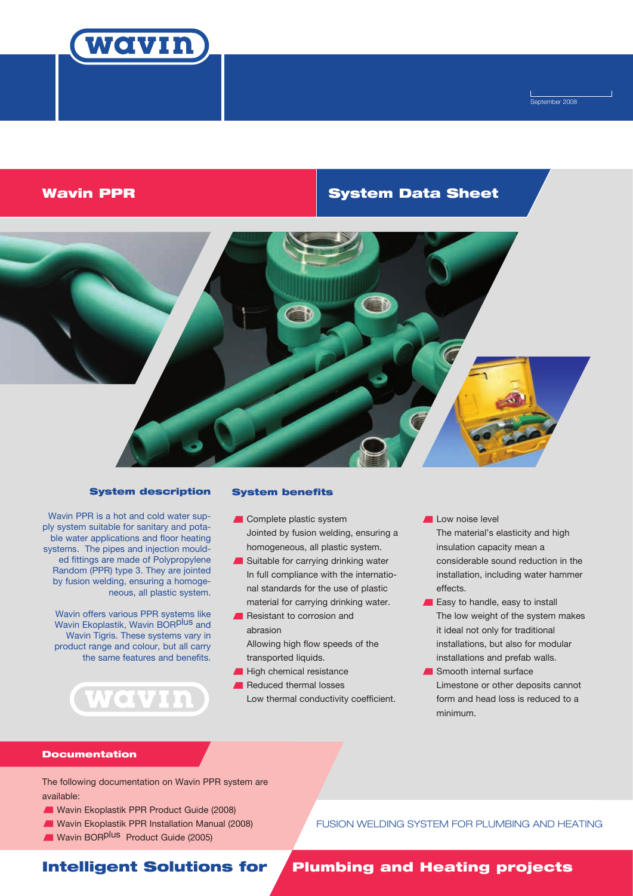September 2008

# Wavin PPR — System Data Sheet

## System description

Wavin PPR is a hot and cold water supply system suitable for sanitary and potable water applications and floor heating systems. The pipes and injection moulded fittings are made of Polypropylene Random (PPR) type 3. They are jointed by fusion welding, ensuring a homogeneous, all plastic system.

Wavin offers various PPR systems like Wavin Ekoplastik, Wavin BORplus and Wavin Tigris. These systems vary in product range and colour, but all carry the same features and benefits.

## System benefits

- **Complete plastic system**
  Jointed by fusion welding, ensuring a homogeneous, all plastic system.
- **Suitable for carrying drinking water**
  In full compliance with the international standards for the use of plastic material for carrying drinking water.
- **Resistant to corrosion and abrasion**
  Allowing high flow speeds of the transported liquids.
- **High chemical resistance**
- **Reduced thermal losses**
  Low thermal conductivity coefficient.
- **Low noise level**
  The material's elasticity and high insulation capacity mean a considerable sound reduction in the installation, including water hammer effects.
- **Easy to handle, easy to install**
  The low weight of the system makes it ideal not only for traditional installations, but also for modular installations and prefab walls.
- **Smooth internal surface**
  Limestone or other deposits cannot form and head loss is reduced to a minimum.

## Documentation

The following documentation on Wavin PPR system are available:

- Wavin Ekoplastik PPR Product Guide (2008)
- Wavin Ekoplastik PPR Installation Manual (2008)
- Wavin BORplus Product Guide (2005)

FUSION WELDING SYSTEM FOR PLUMBING AND HEATING

**Intelligent Solutions for Plumbing and Heating projects**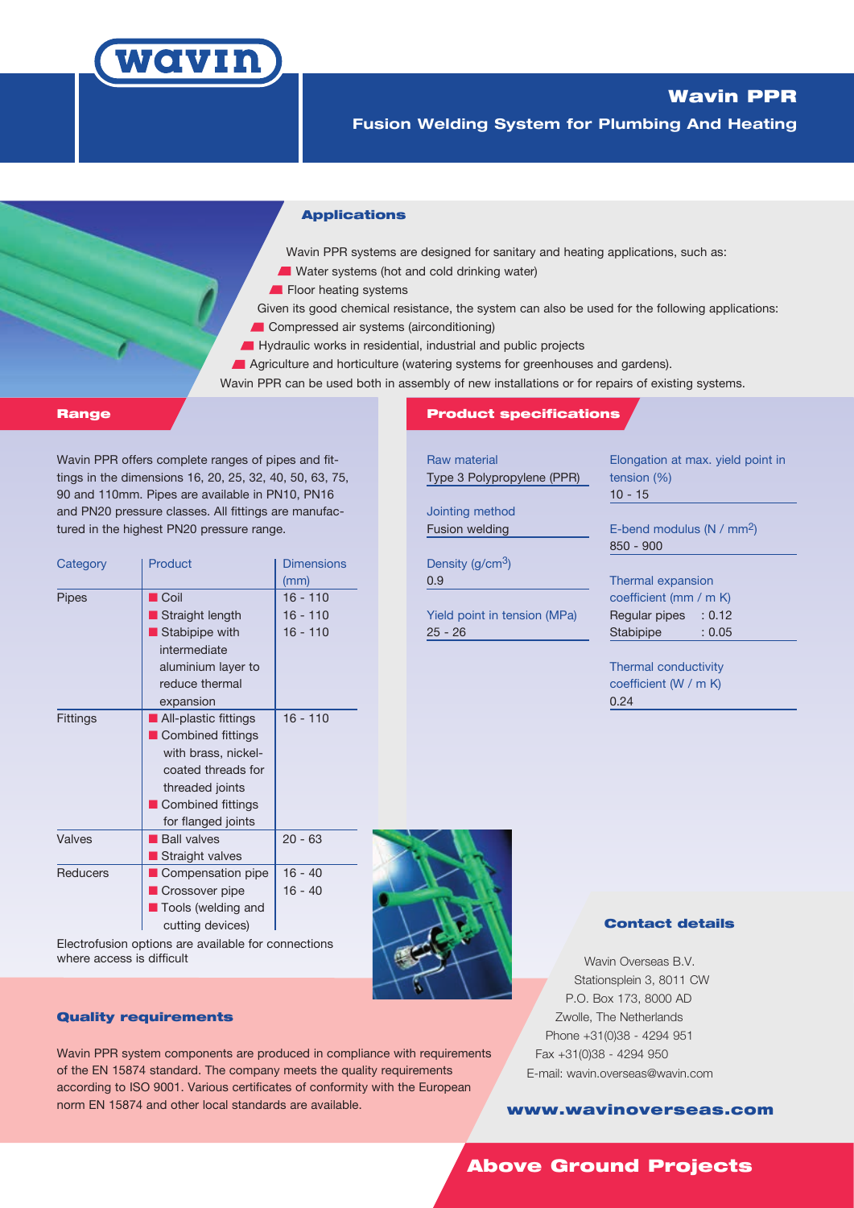# Wavin PPR

## Fusion Welding System for Plumbing And Heating

### Applications

Wavin PPR systems are designed for sanitary and heating applications, such as:

- Water systems (hot and cold drinking water)
- Floor heating systems

Given its good chemical resistance, the system can also be used for the following applications:

- Compressed air systems (airconditioning)
- Hydraulic works in residential, industrial and public projects
- Agriculture and horticulture (watering systems for greenhouses and gardens).

Wavin PPR can be used both in assembly of new installations or for repairs of existing systems.

### Range

Wavin PPR offers complete ranges of pipes and fittings in the dimensions 16, 20, 25, 32, 40, 50, 63, 75, 90 and 110mm. Pipes are available in PN10, PN16 and PN20 pressure classes. All fittings are manufactured in the highest PN20 pressure range.

| Category | Product | Dimensions (mm) |
|---|---|---|
| Pipes | Coil | 16 - 110 |
| | Straight length | 16 - 110 |
| | Stabipipe with intermediate aluminium layer to reduce thermal expansion | 16 - 110 |
| Fittings | All-plastic fittings<br>Combined fittings with brass, nickel-coated threads for threaded joints<br>Combined fittings for flanged joints | 16 - 110 |
| Valves | Ball valves<br>Straight valves | 20 - 63 |
| Reducers | Compensation pipe | 16 - 40 |
| | Crossover pipe | 16 - 40 |
| | Tools (welding and cutting devices) | |

Electrofusion options are available for connections where access is difficult

### Product specifications

Raw material
Type 3 Polypropylene (PPR)

Jointing method
Fusion welding

Density ($g/cm^3$)
0.9

Yield point in tension (MPa)
25 - 26

Elongation at max. yield point in tension (%)
10 - 15

E-bend modulus ($N / mm^2$)
850 - 900

Thermal expansion coefficient (mm / m K)
Regular pipes : 0.12
Stabipipe : 0.05

Thermal conductivity coefficient (W / m K)
0.24

### Quality requirements

Wavin PPR system components are produced in compliance with requirements of the EN 15874 standard. The company meets the quality requirements according to ISO 9001. Various certificates of conformity with the European norm EN 15874 and other local standards are available.

### Contact details

Wavin Overseas B.V.
Stationsplein 3, 8011 CW
P.O. Box 173, 8000 AD
Zwolle, The Netherlands
Phone +31(0)38 - 4294 951
Fax +31(0)38 - 4294 950
E-mail: wavin.overseas@wavin.com

**www.wavinoverseas.com**

## Above Ground Projects